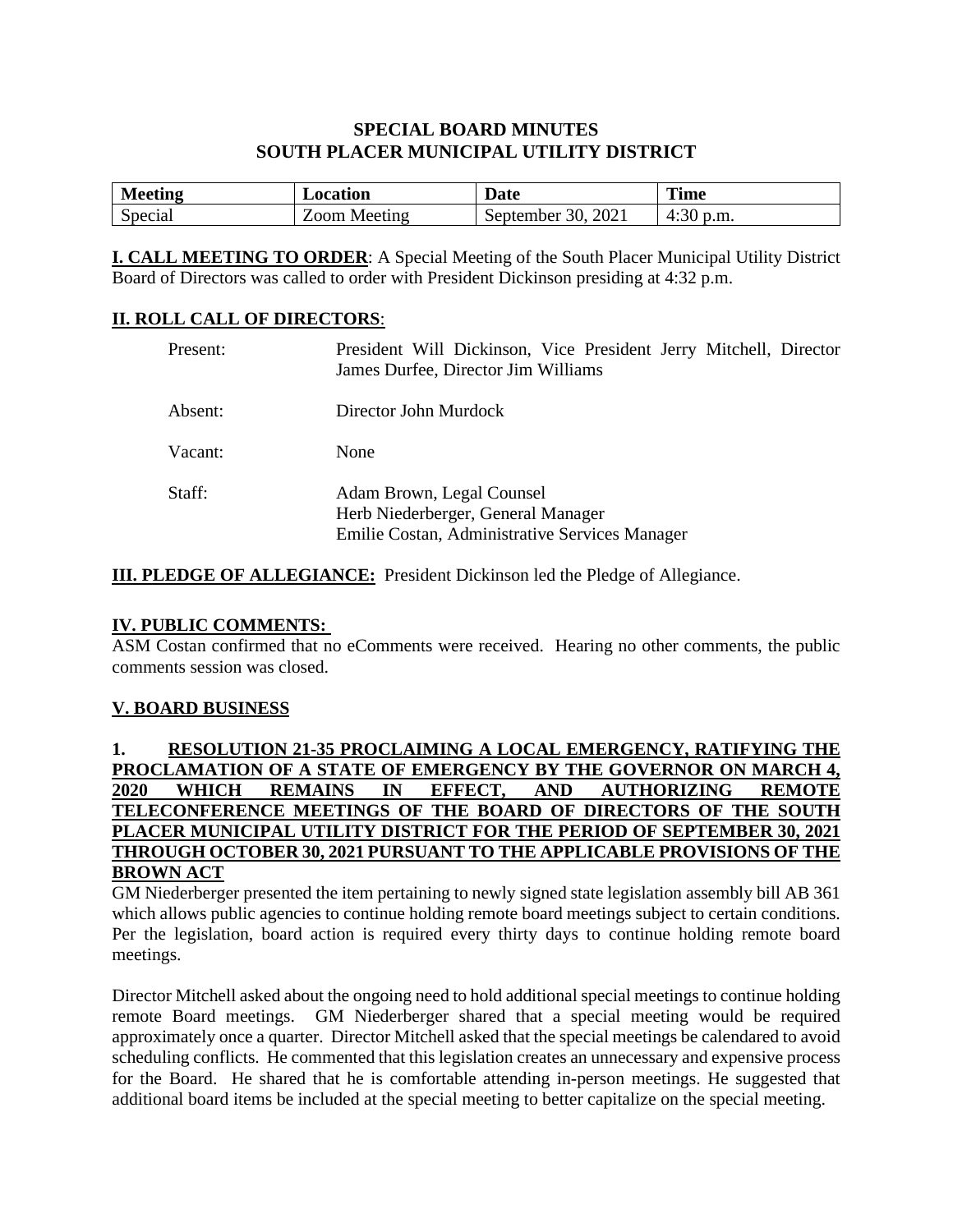# SPECIAL BOARD MINUTES
# SOUTH PLACER MUNICIPAL UTILITY DISTRICT

| Meeting | Location | Date | Time |
|---|---|---|---|
| Special | Zoom Meeting | September 30, 2021 | 4:30 p.m. |

**I. CALL MEETING TO ORDER**: A Special Meeting of the South Placer Municipal Utility District Board of Directors was called to order with President Dickinson presiding at 4:32 p.m.

**II. ROLL CALL OF DIRECTORS**:

Present: President Will Dickinson, Vice President Jerry Mitchell, Director James Durfee, Director Jim Williams

Absent: Director John Murdock

Vacant: None

Staff: Adam Brown, Legal Counsel
Herb Niederberger, General Manager
Emilie Costan, Administrative Services Manager

**III. PLEDGE OF ALLEGIANCE:** President Dickinson led the Pledge of Allegiance.

**IV. PUBLIC COMMENTS:**
ASM Costan confirmed that no eComments were received. Hearing no other comments, the public comments session was closed.

**V. BOARD BUSINESS**

**1. RESOLUTION 21-35 PROCLAIMING A LOCAL EMERGENCY, RATIFYING THE PROCLAMATION OF A STATE OF EMERGENCY BY THE GOVERNOR ON MARCH 4, 2020 WHICH REMAINS IN EFFECT, AND AUTHORIZING REMOTE TELECONFERENCE MEETINGS OF THE BOARD OF DIRECTORS OF THE SOUTH PLACER MUNICIPAL UTILITY DISTRICT FOR THE PERIOD OF SEPTEMBER 30, 2021 THROUGH OCTOBER 30, 2021 PURSUANT TO THE APPLICABLE PROVISIONS OF THE BROWN ACT**

GM Niederberger presented the item pertaining to newly signed state legislation assembly bill AB 361 which allows public agencies to continue holding remote board meetings subject to certain conditions. Per the legislation, board action is required every thirty days to continue holding remote board meetings.

Director Mitchell asked about the ongoing need to hold additional special meetings to continue holding remote Board meetings. GM Niederberger shared that a special meeting would be required approximately once a quarter. Director Mitchell asked that the special meetings be calendared to avoid scheduling conflicts. He commented that this legislation creates an unnecessary and expensive process for the Board. He shared that he is comfortable attending in-person meetings. He suggested that additional board items be included at the special meeting to better capitalize on the special meeting.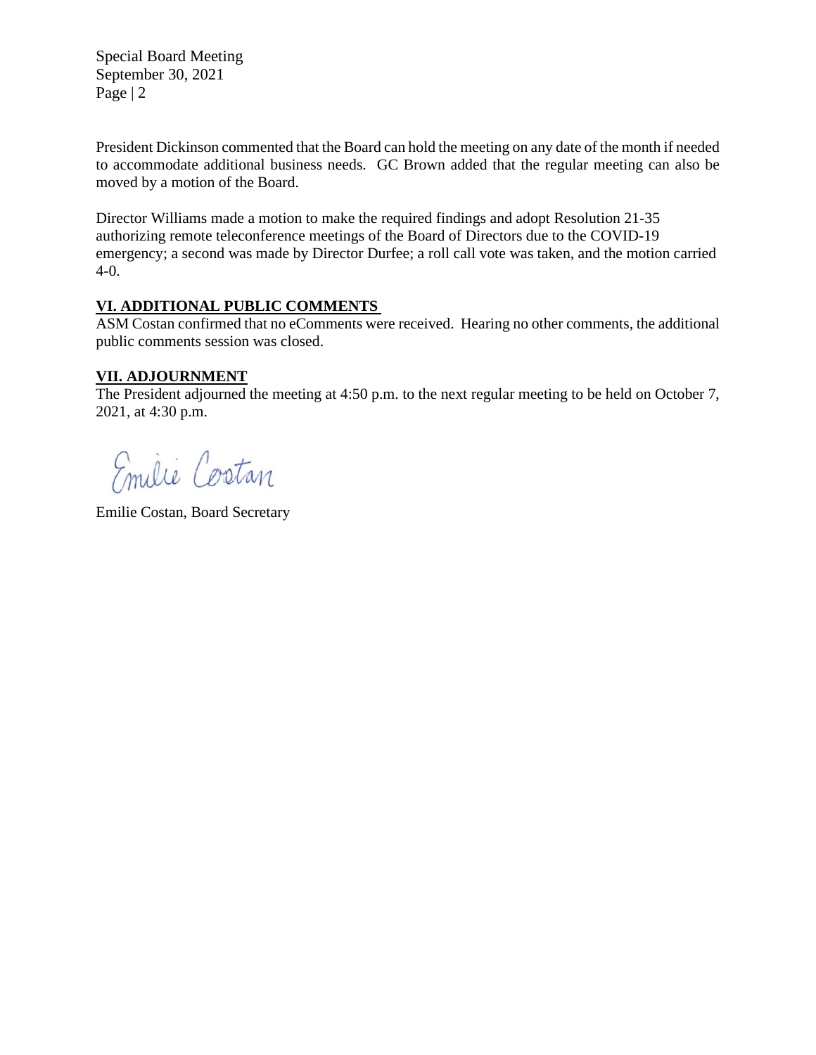President Dickinson commented that the Board can hold the meeting on any date of the month if needed to accommodate additional business needs. GC Brown added that the regular meeting can also be moved by a motion of the Board.

Director Williams made a motion to make the required findings and adopt Resolution 21-35 authorizing remote teleconference meetings of the Board of Directors due to the COVID-19 emergency; a second was made by Director Durfee; a roll call vote was taken, and the motion carried 4-0.

## VI. ADDITIONAL PUBLIC COMMENTS

ASM Costan confirmed that no eComments were received. Hearing no other comments, the additional public comments session was closed.

## VII. ADJOURNMENT

The President adjourned the meeting at 4:50 p.m. to the next regular meeting to be held on October 7, 2021, at 4:30 p.m.

Emilie Costan

Emilie Costan, Board Secretary